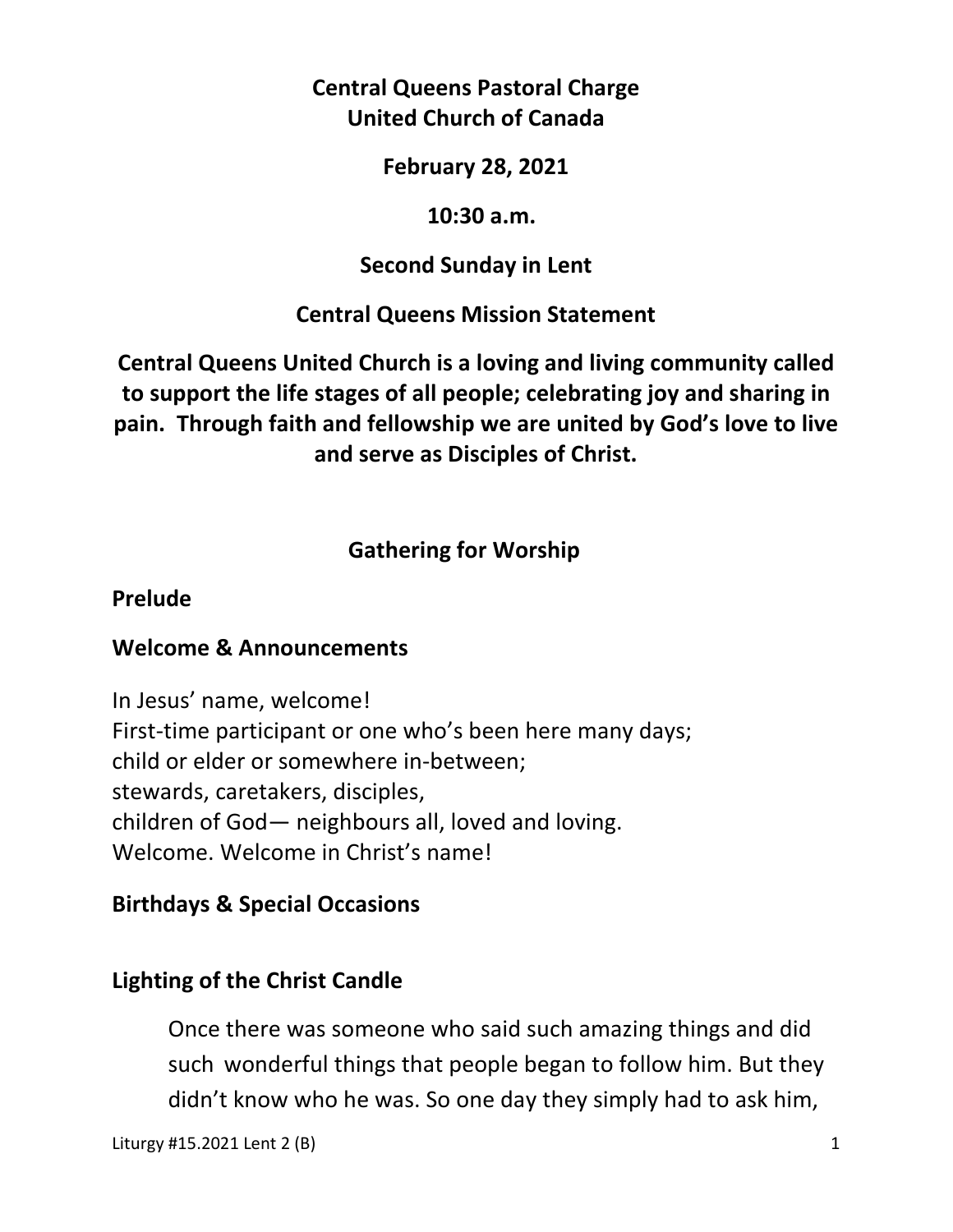**Central Queens Pastoral Charge**
**United Church of Canada**

**February 28, 2021**

**10:30 a.m.**

**Second Sunday in Lent**

**Central Queens Mission Statement**

**Central Queens United Church is a loving and living community called to support the life stages of all people; celebrating joy and sharing in pain. Through faith and fellowship we are united by God's love to live and serve as Disciples of Christ.**

## Gathering for Worship

### Prelude

### Welcome & Announcements

In Jesus' name, welcome!
First-time participant or one who's been here many days;
child or elder or somewhere in-between;
stewards, caretakers, disciples,
children of God— neighbours all, loved and loving.
Welcome. Welcome in Christ's name!

### Birthdays & Special Occasions

### Lighting of the Christ Candle

Once there was someone who said such amazing things and did such wonderful things that people began to follow him. But they didn't know who he was. So one day they simply had to ask him,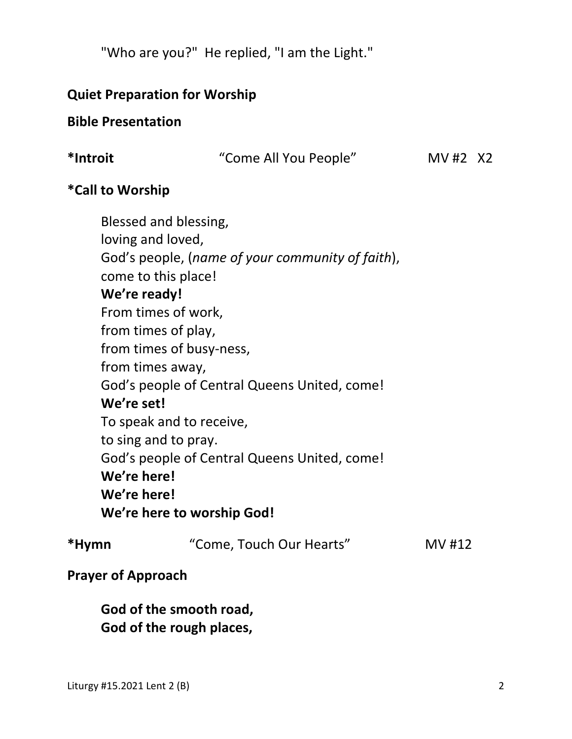"Who are you?"  He replied, "I am the Light."

**Quiet Preparation for Worship**

**Bible Presentation**

**\*Introit** "Come All You People" MV #2 X2

**\*Call to Worship**

Blessed and blessing,
loving and loved,
God's people, (*name of your community of faith*),
come to this place!
**We're ready!**
From times of work,
from times of play,
from times of busy-ness,
from times away,
God's people of Central Queens United, come!
**We're set!**
To speak and to receive,
to sing and to pray.
God's people of Central Queens United, come!
**We're here!**
**We're here!**
**We're here to worship God!**

**\*Hymn** "Come, Touch Our Hearts" MV #12

**Prayer of Approach**

**God of the smooth road,**
**God of the rough places,**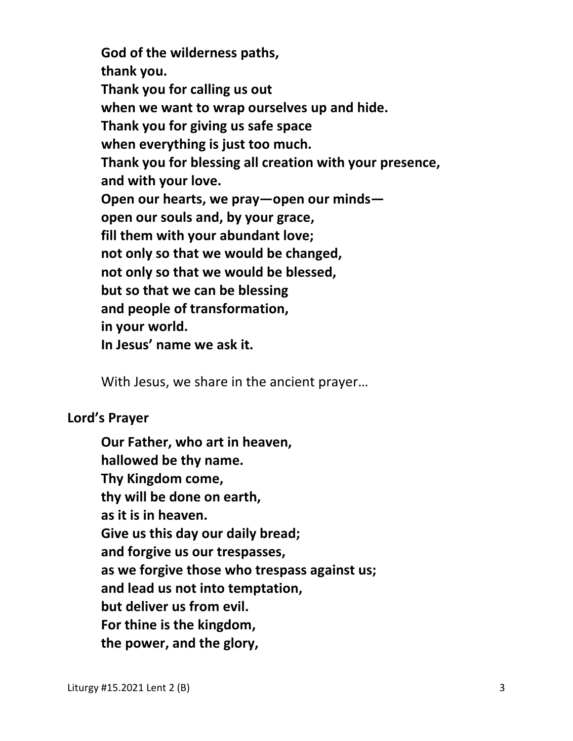**God of the wilderness paths,**
**thank you.**
**Thank you for calling us out**
**when we want to wrap ourselves up and hide.**
**Thank you for giving us safe space**
**when everything is just too much.**
**Thank you for blessing all creation with your presence,**
**and with your love.**
**Open our hearts, we pray—open our minds—**
**open our souls and, by your grace,**
**fill them with your abundant love;**
**not only so that we would be changed,**
**not only so that we would be blessed,**
**but so that we can be blessing**
**and people of transformation,**
**in your world.**
**In Jesus' name we ask it.**

With Jesus, we share in the ancient prayer…

**Lord's Prayer**

**Our Father, who art in heaven,**
**hallowed be thy name.**
**Thy Kingdom come,**
**thy will be done on earth,**
**as it is in heaven.**
**Give us this day our daily bread;**
**and forgive us our trespasses,**
**as we forgive those who trespass against us;**
**and lead us not into temptation,**
**but deliver us from evil.**
**For thine is the kingdom,**
**the power, and the glory,**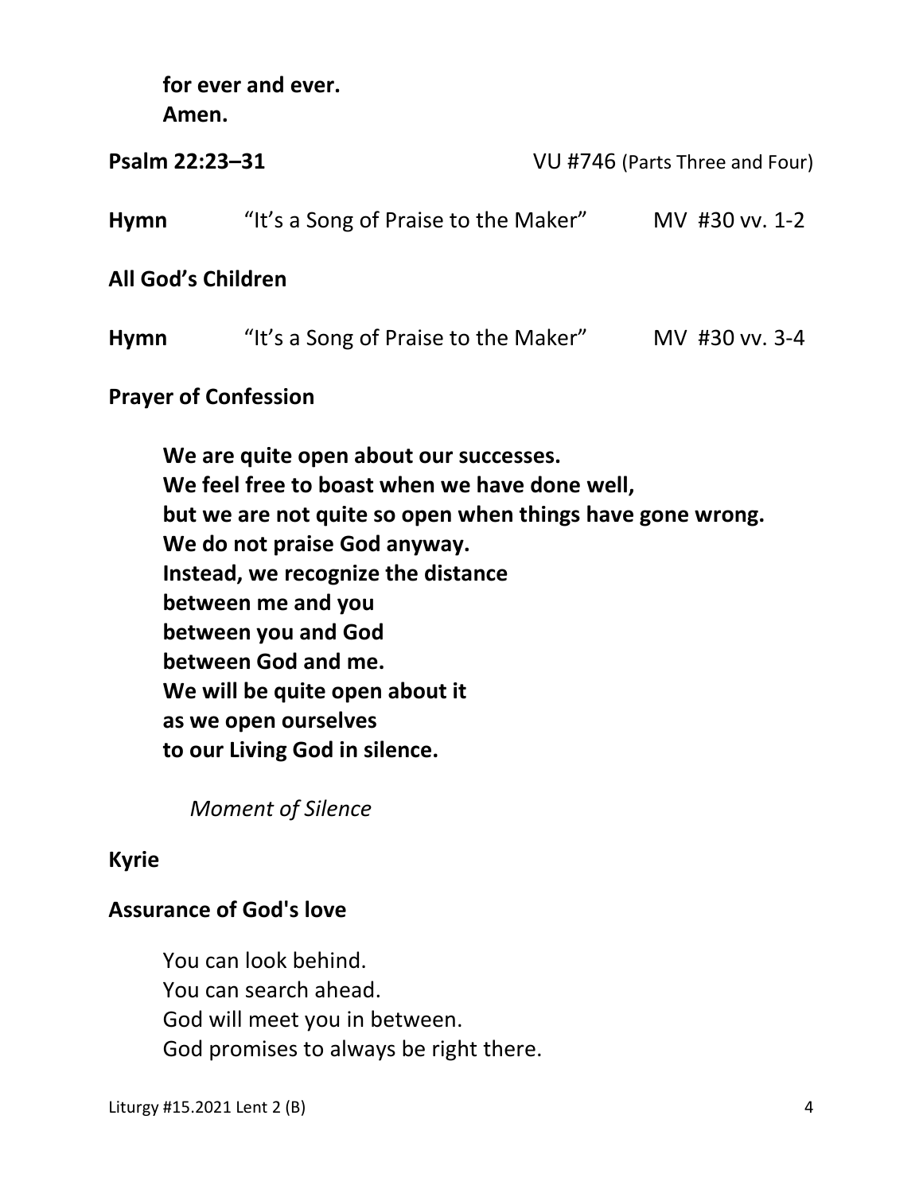**for ever and ever.**
**Amen.**

**Psalm 22:23–31** VU #746 (Parts Three and Four)

**Hymn** "It's a Song of Praise to the Maker" MV #30 vv. 1-2

**All God's Children**

**Hymn** "It's a Song of Praise to the Maker" MV #30 vv. 3-4

**Prayer of Confession**

**We are quite open about our successes.**
**We feel free to boast when we have done well,**
**but we are not quite so open when things have gone wrong.**
**We do not praise God anyway.**
**Instead, we recognize the distance**
**between me and you**
**between you and God**
**between God and me.**
**We will be quite open about it**
**as we open ourselves**
**to our Living God in silence.**

*Moment of Silence*

**Kyrie**

**Assurance of God's love**

You can look behind.
You can search ahead.
God will meet you in between.
God promises to always be right there.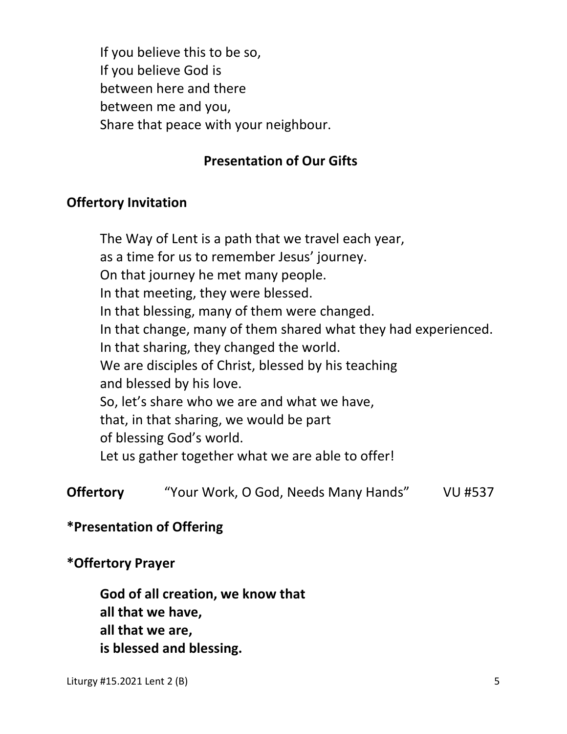If you believe this to be so,
If you believe God is
between here and there
between me and you,
Share that peace with your neighbour.

## Presentation of Our Gifts

**Offertory Invitation**

The Way of Lent is a path that we travel each year,
as a time for us to remember Jesus' journey.
On that journey he met many people.
In that meeting, they were blessed.
In that blessing, many of them were changed.
In that change, many of them shared what they had experienced.
In that sharing, they changed the world.
We are disciples of Christ, blessed by his teaching
and blessed by his love.
So, let's share who we are and what we have,
that, in that sharing, we would be part
of blessing God's world.
Let us gather together what we are able to offer!

**Offertory** "Your Work, O God, Needs Many Hands" VU #537

**\*Presentation of Offering**

**\*Offertory Prayer**

**God of all creation, we know that**
**all that we have,**
**all that we are,**
**is blessed and blessing.**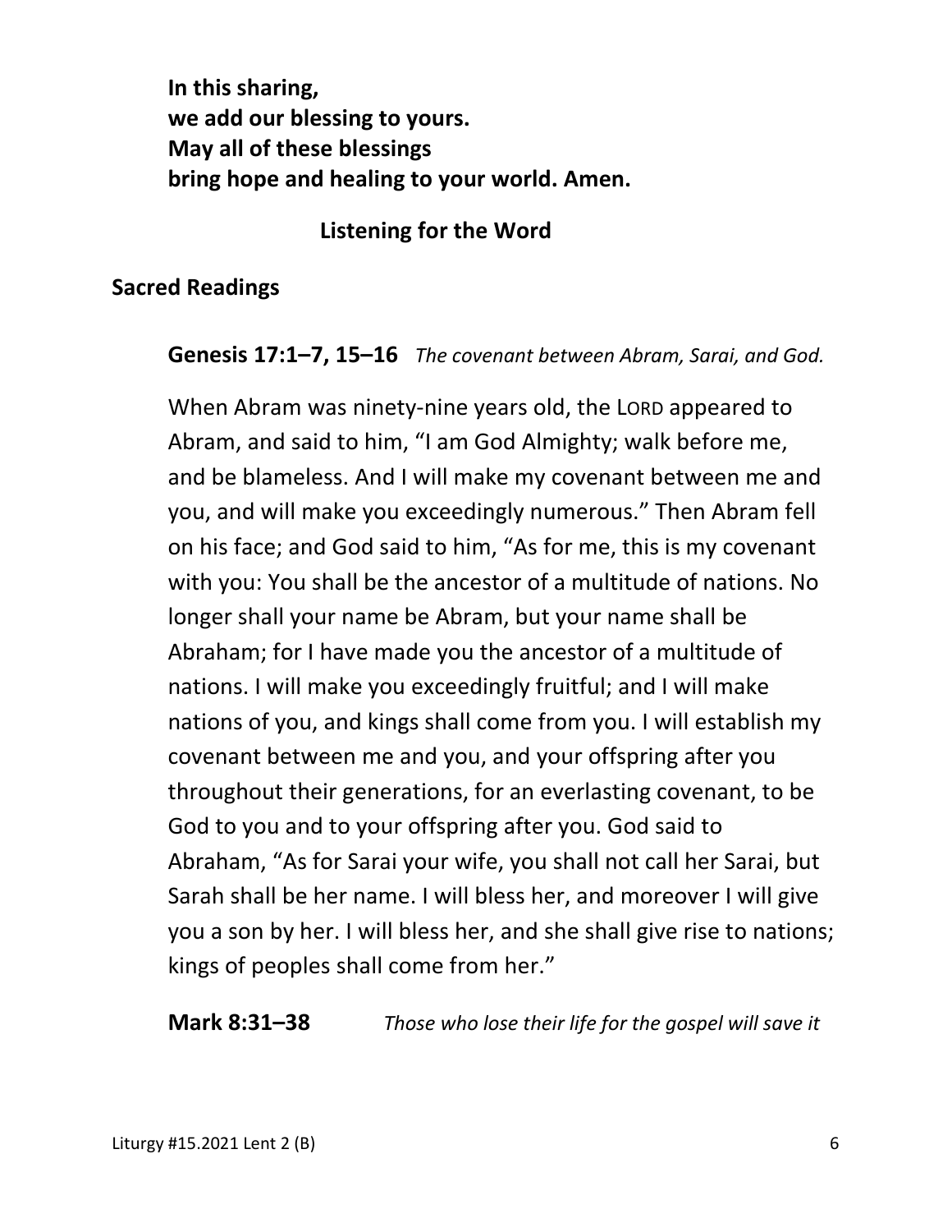**In this sharing,**
**we add our blessing to yours.**
**May all of these blessings**
**bring hope and healing to your world. Amen.**

## Listening for the Word

### Sacred Readings

**Genesis 17:1–7, 15–16** *The covenant between Abram, Sarai, and God.*

When Abram was ninety-nine years old, the LORD appeared to Abram, and said to him, "I am God Almighty; walk before me, and be blameless. And I will make my covenant between me and you, and will make you exceedingly numerous." Then Abram fell on his face; and God said to him, "As for me, this is my covenant with you: You shall be the ancestor of a multitude of nations. No longer shall your name be Abram, but your name shall be Abraham; for I have made you the ancestor of a multitude of nations. I will make you exceedingly fruitful; and I will make nations of you, and kings shall come from you. I will establish my covenant between me and you, and your offspring after you throughout their generations, for an everlasting covenant, to be God to you and to your offspring after you. God said to Abraham, "As for Sarai your wife, you shall not call her Sarai, but Sarah shall be her name. I will bless her, and moreover I will give you a son by her. I will bless her, and she shall give rise to nations; kings of peoples shall come from her."

**Mark 8:31–38** *Those who lose their life for the gospel will save it*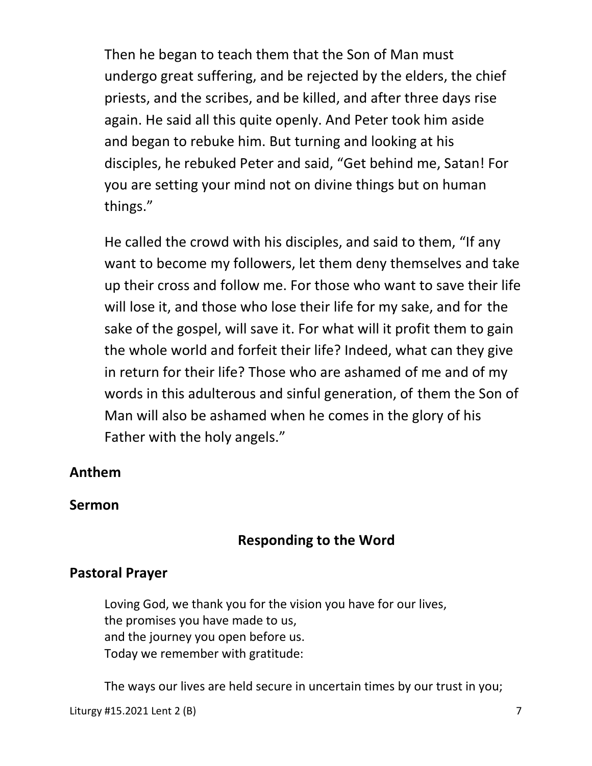Then he began to teach them that the Son of Man must undergo great suffering, and be rejected by the elders, the chief priests, and the scribes, and be killed, and after three days rise again. He said all this quite openly. And Peter took him aside and began to rebuke him. But turning and looking at his disciples, he rebuked Peter and said, "Get behind me, Satan! For you are setting your mind not on divine things but on human things."

He called the crowd with his disciples, and said to them, "If any want to become my followers, let them deny themselves and take up their cross and follow me. For those who want to save their life will lose it, and those who lose their life for my sake, and for the sake of the gospel, will save it. For what will it profit them to gain the whole world and forfeit their life? Indeed, what can they give in return for their life? Those who are ashamed of me and of my words in this adulterous and sinful generation, of them the Son of Man will also be ashamed when he comes in the glory of his Father with the holy angels."

**Anthem**

**Sermon**

## Responding to the Word

**Pastoral Prayer**

Loving God, we thank you for the vision you have for our lives,
the promises you have made to us,
and the journey you open before us.
Today we remember with gratitude:

The ways our lives are held secure in uncertain times by our trust in you;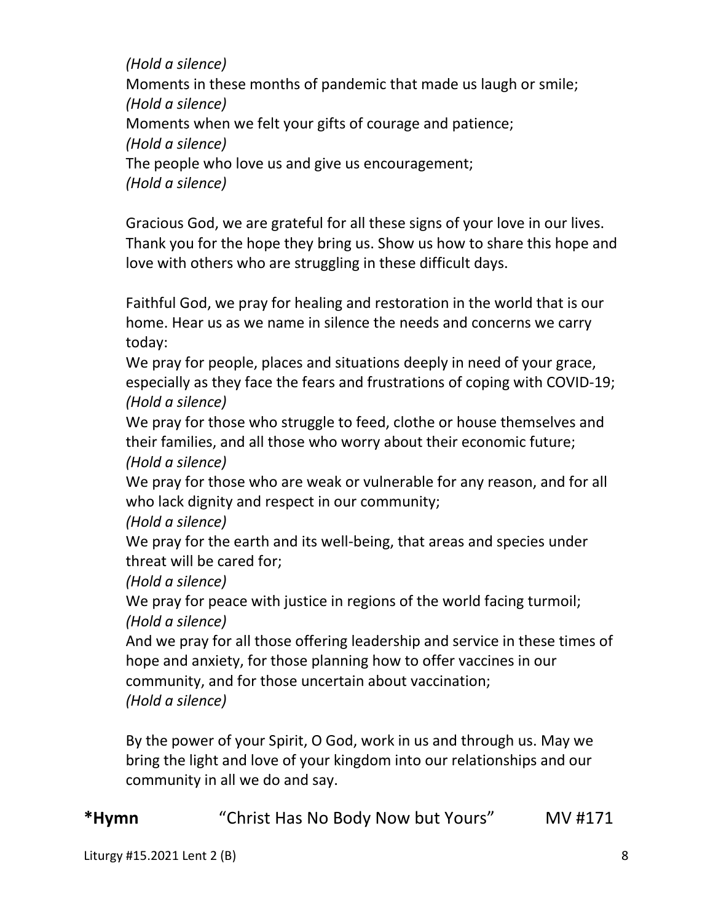*(Hold a silence)*
Moments in these months of pandemic that made us laugh or smile;
*(Hold a silence)*
Moments when we felt your gifts of courage and patience;
*(Hold a silence)*
The people who love us and give us encouragement;
*(Hold a silence)*

Gracious God, we are grateful for all these signs of your love in our lives. Thank you for the hope they bring us. Show us how to share this hope and love with others who are struggling in these difficult days.

Faithful God, we pray for healing and restoration in the world that is our home. Hear us as we name in silence the needs and concerns we carry today:
We pray for people, places and situations deeply in need of your grace, especially as they face the fears and frustrations of coping with COVID-19;
*(Hold a silence)*
We pray for those who struggle to feed, clothe or house themselves and their families, and all those who worry about their economic future;
*(Hold a silence)*
We pray for those who are weak or vulnerable for any reason, and for all who lack dignity and respect in our community;
*(Hold a silence)*
We pray for the earth and its well-being, that areas and species under threat will be cared for;
*(Hold a silence)*
We pray for peace with justice in regions of the world facing turmoil;
*(Hold a silence)*
And we pray for all those offering leadership and service in these times of hope and anxiety, for those planning how to offer vaccines in our community, and for those uncertain about vaccination;
*(Hold a silence)*

By the power of your Spirit, O God, work in us and through us. May we bring the light and love of your kingdom into our relationships and our community in all we do and say.

**\*Hymn** "Christ Has No Body Now but Yours" MV #171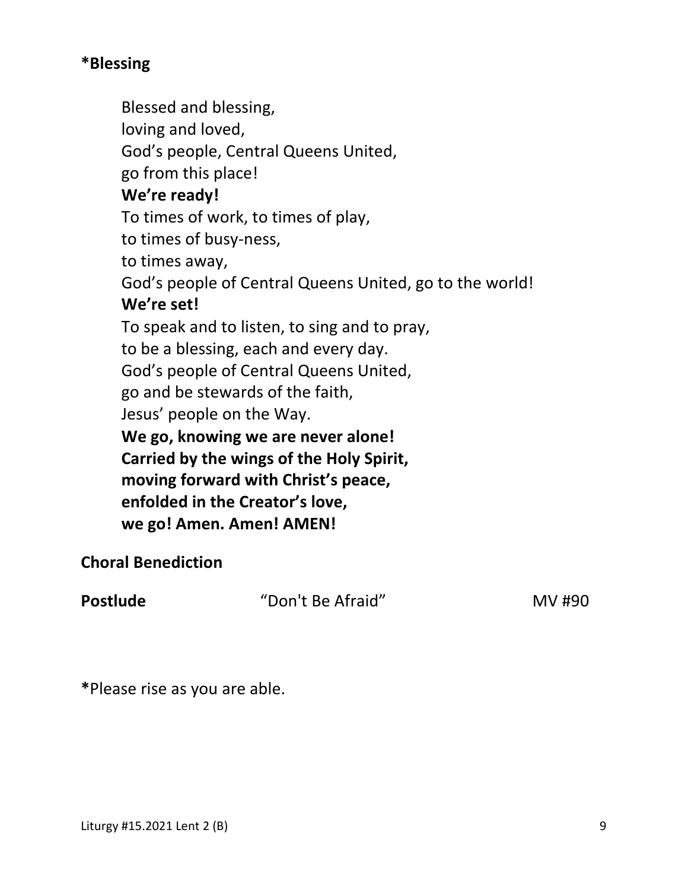**\*Blessing**

Blessed and blessing,
loving and loved,
God's people, Central Queens United,
go from this place!
**We're ready!**
To times of work, to times of play,
to times of busy-ness,
to times away,
God's people of Central Queens United, go to the world!
**We're set!**
To speak and to listen, to sing and to pray,
to be a blessing, each and every day.
God's people of Central Queens United,
go and be stewards of the faith,
Jesus' people on the Way.
**We go, knowing we are never alone!**
**Carried by the wings of the Holy Spirit,**
**moving forward with Christ's peace,**
**enfolded in the Creator's love,**
**we go! Amen. Amen! AMEN!**

**Choral Benediction**

**Postlude** "Don't Be Afraid" MV #90

**\***Please rise as you are able.